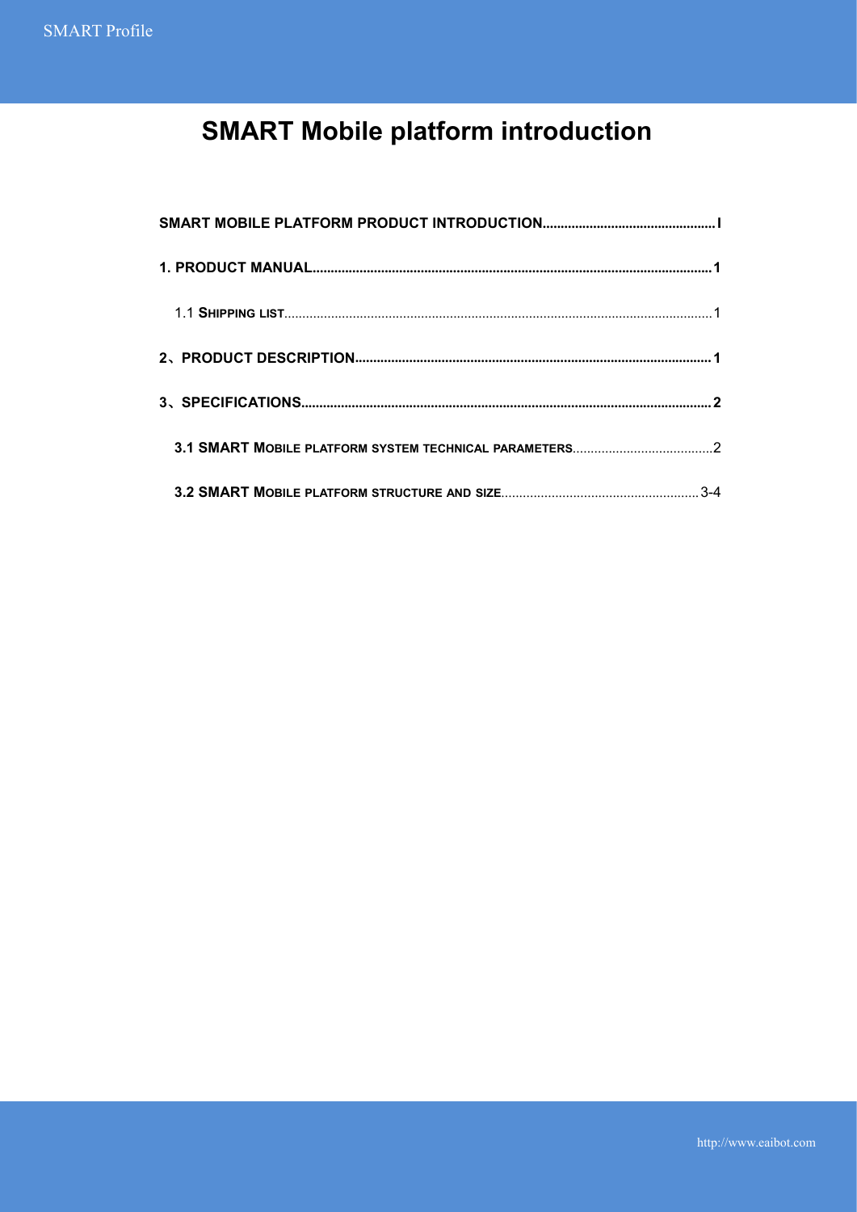# SMART Mobile platform introduction

**SMART MOBILE PLATFORM PRODUCT INTRODUCTION................................................I**

**1. PRODUCT MANUAL.............................................................................................................1**

1.1 **SHIPPING LIST**....................................................................................................................1

**2、PRODUCT DESCRIPTION.................................................................................................1**

**3、SPECIFICATIONS...............................................................................................................2**

**3.1 SMART MOBILE PLATFORM SYSTEM TECHNICAL PARAMETERS**.......................................2

**3.2 SMART MOBILE PLATFORM STRUCTURE AND SIZE**......................................................3-4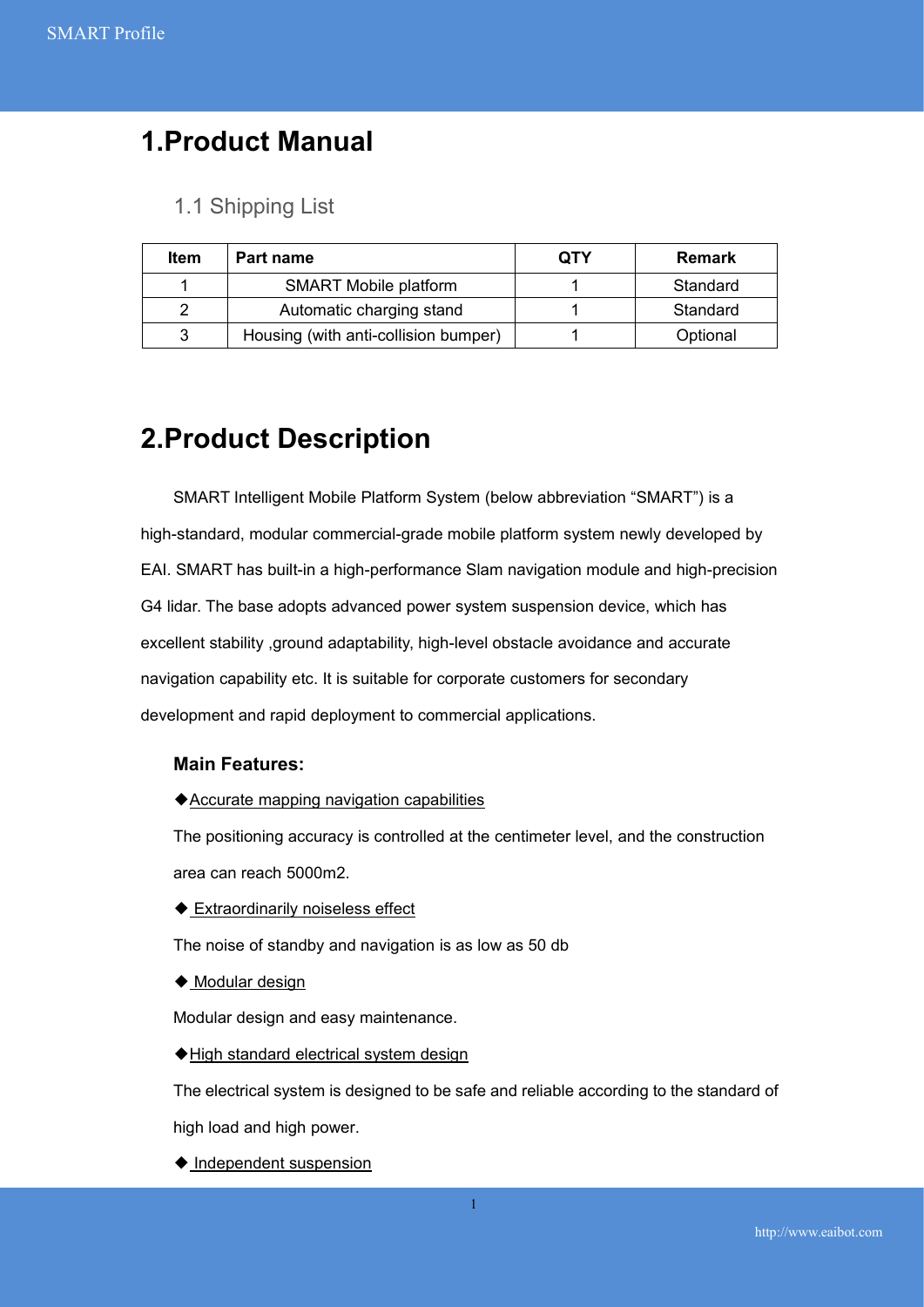# 1.Product Manual

## 1.1 Shipping List

| Item | Part name | QTY | Remark |
|---|---|---|---|
| 1 | SMART Mobile platform | 1 | Standard |
| 2 | Automatic charging stand | 1 | Standard |
| 3 | Housing (with anti-collision bumper) | 1 | Optional |

# 2.Product Description

SMART Intelligent Mobile Platform System (below abbreviation “SMART”) is a high-standard, modular commercial-grade mobile platform system newly developed by EAI. SMART has built-in a high-performance Slam navigation module and high-precision G4 lidar. The base adopts advanced power system suspension device, which has excellent stability ,ground adaptability, high-level obstacle avoidance and accurate navigation capability etc. It is suitable for corporate customers for secondary development and rapid deployment to commercial applications.

**Main Features:**

◆Accurate mapping navigation capabilities

The positioning accuracy is controlled at the centimeter level, and the construction area can reach 5000m2.

◆ Extraordinarily noiseless effect

The noise of standby and navigation is as low as 50 db

◆ Modular design

Modular design and easy maintenance.

◆High standard electrical system design

The electrical system is designed to be safe and reliable according to the standard of high load and high power.

◆ Independent suspension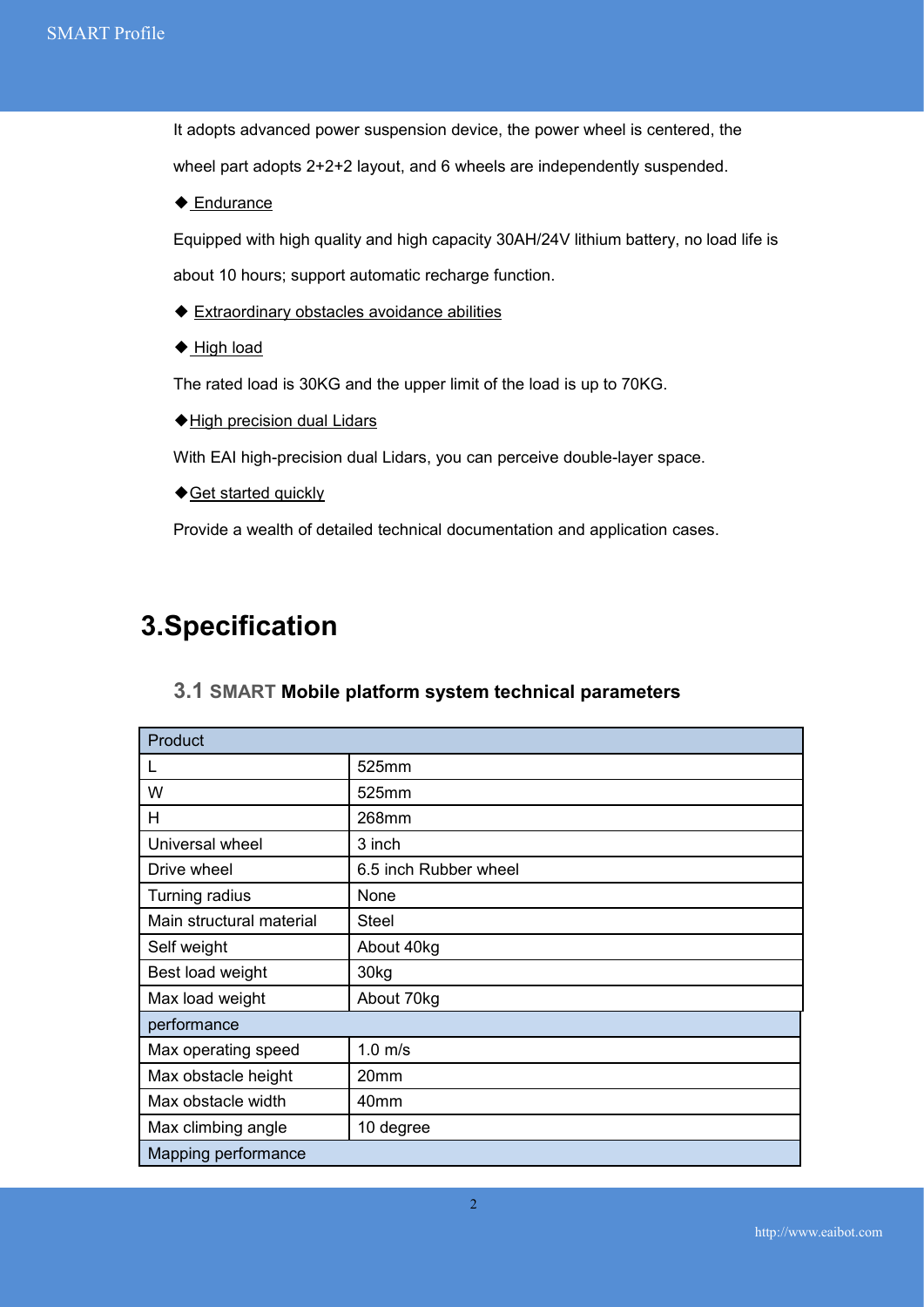It adopts advanced power suspension device, the power wheel is centered, the wheel part adopts 2+2+2 layout, and 6 wheels are independently suspended.

◆ Endurance

Equipped with high quality and high capacity 30AH/24V lithium battery, no load life is about 10 hours; support automatic recharge function.

◆ Extraordinary obstacles avoidance abilities

◆ High load

The rated load is 30KG and the upper limit of the load is up to 70KG.

◆High precision dual Lidars

With EAI high-precision dual Lidars, you can perceive double-layer space.

◆Get started quickly

Provide a wealth of detailed technical documentation and application cases.

# 3.Specification

## 3.1 SMART Mobile platform system technical parameters

| | |
|---|---|
| Product | |
| L | 525mm |
| W | 525mm |
| H | 268mm |
| Universal wheel | 3 inch |
| Drive wheel | 6.5 inch Rubber wheel |
| Turning radius | None |
| Main structural material | Steel |
| Self weight | About 40kg |
| Best load weight | 30kg |
| Max load weight | About 70kg |
| performance | |
| Max operating speed | 1.0 m/s |
| Max obstacle height | 20mm |
| Max obstacle width | 40mm |
| Max climbing angle | 10 degree |
| Mapping performance | |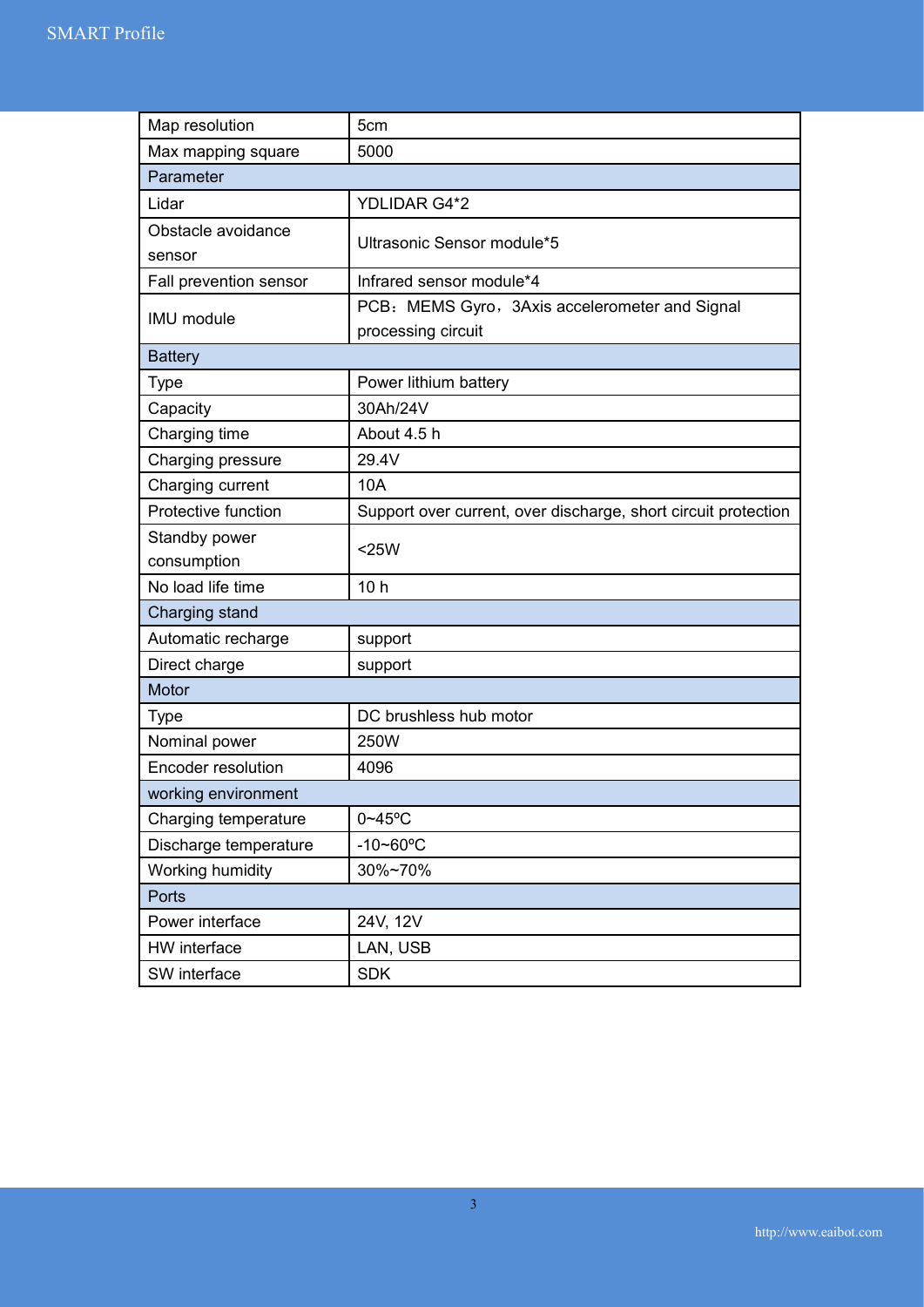| | |
|---|---|
| Map resolution | 5cm |
| Max mapping square | 5000 |
| Parameter | |
| Lidar | YDLIDAR G4*2 |
| Obstacle avoidance sensor | Ultrasonic Sensor module*5 |
| Fall prevention sensor | Infrared sensor module*4 |
| IMU module | PCB：MEMS Gyro，3Axis accelerometer and Signal processing circuit |
| Battery | |
| Type | Power lithium battery |
| Capacity | 30Ah/24V |
| Charging time | About 4.5 h |
| Charging pressure | 29.4V |
| Charging current | 10A |
| Protective function | Support over current, over discharge, short circuit protection |
| Standby power consumption | <25W |
| No load life time | 10 h |
| Charging stand | |
| Automatic recharge | support |
| Direct charge | support |
| Motor | |
| Type | DC brushless hub motor |
| Nominal power | 250W |
| Encoder resolution | 4096 |
| working environment | |
| Charging temperature | 0~45ºC |
| Discharge temperature | -10~60ºC |
| Working humidity | 30%~70% |
| Ports | |
| Power interface | 24V, 12V |
| HW interface | LAN, USB |
| SW interface | SDK |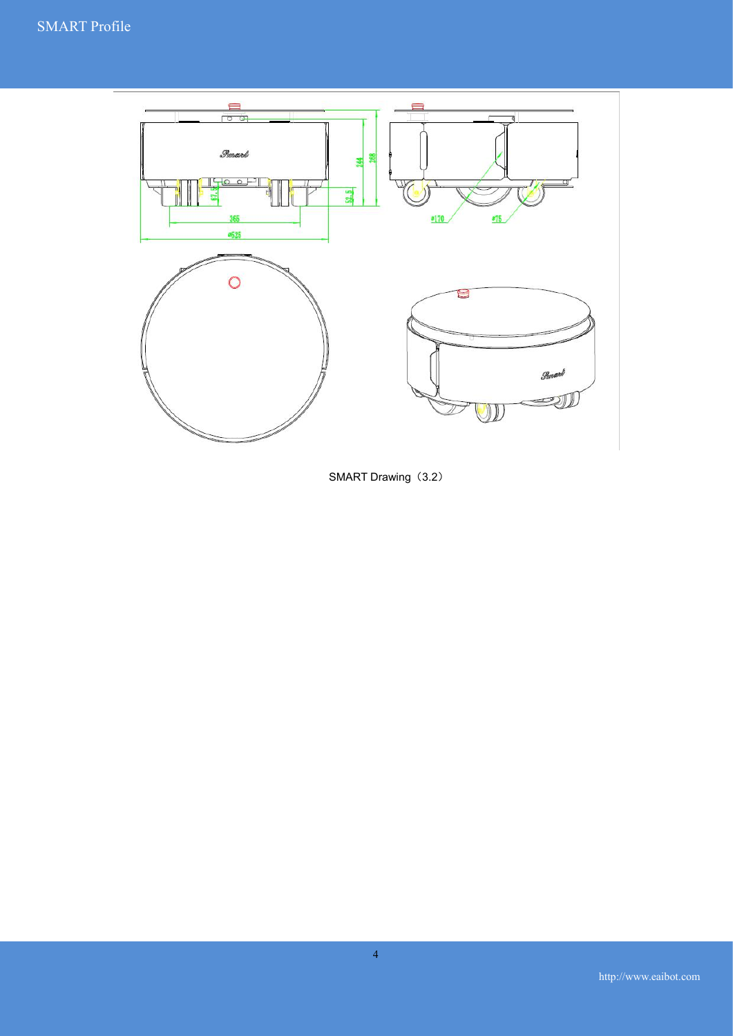244
268
67.5
52.5
365
ø525
ø170
ø75

SMART Drawing（3.2）